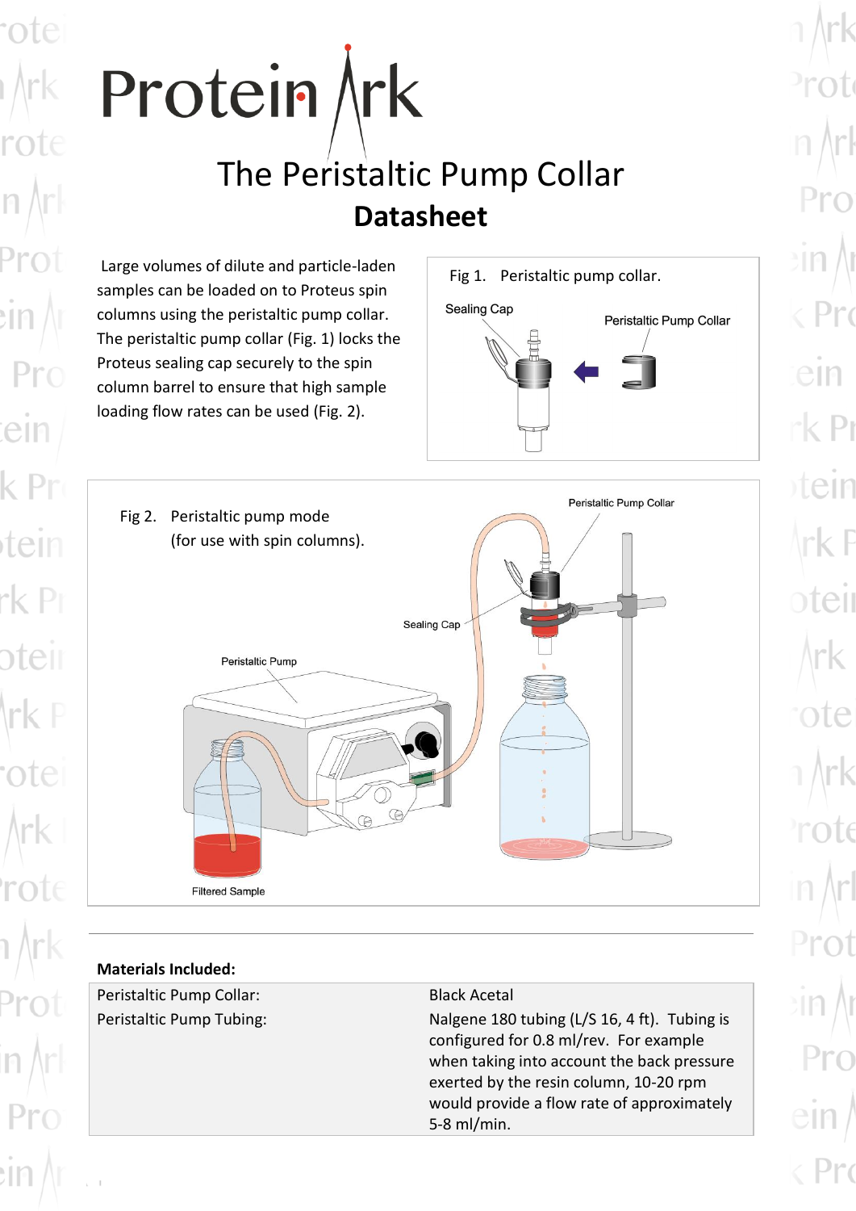# Protein Ark

## The Peristaltic Pump Collar

## Datasheet

Large volumes of dilute and particle-laden samples can be loaded on to Proteus spin columns using the peristaltic pump collar. The peristaltic pump collar (Fig. 1) locks the Proteus sealing cap securely to the spin column barrel to ensure that high sample loading flow rates can be used (Fig. 2).

Fig 1. Peristaltic pump collar.

Sealing Cap

Peristaltic Pump Collar

Fig 2. Peristaltic pump mode (for use with spin columns).

Peristaltic Pump Collar

Sealing Cap

Peristaltic Pump

Filtered Sample

**Materials Included:**

| | |
|---|---|
| Peristaltic Pump Collar: | Black Acetal |
| Peristaltic Pump Tubing: | Nalgene 180 tubing (L/S 16, 4 ft). Tubing is configured for 0.8 ml/rev. For example when taking into account the back pressure exerted by the resin column, 10-20 rpm would provide a flow rate of approximately 5-8 ml/min. |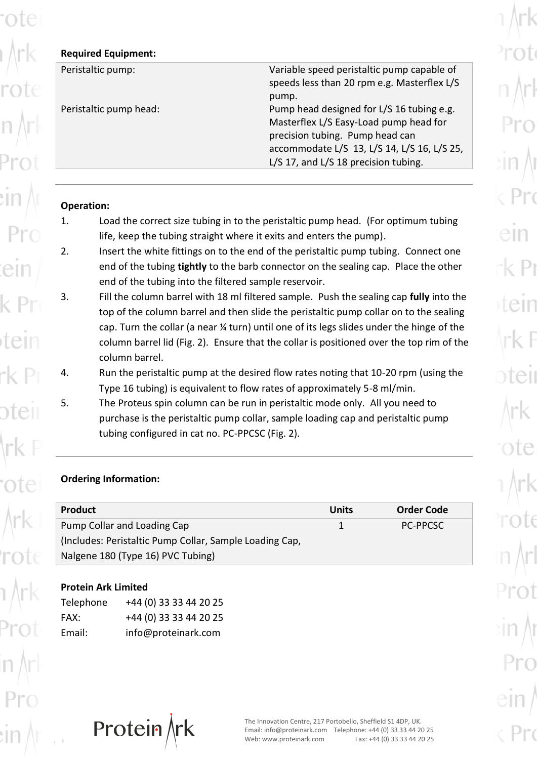**Required Equipment:**

| | |
|---|---|
| Peristaltic pump: | Variable speed peristaltic pump capable of speeds less than 20 rpm e.g. Masterflex L/S pump. |
| Peristaltic pump head: | Pump head designed for L/S 16 tubing e.g. Masterflex L/S Easy-Load pump head for precision tubing. Pump head can accommodate L/S 13, L/S 14, L/S 16, L/S 25, L/S 17, and L/S 18 precision tubing. |

**Operation:**

1. Load the correct size tubing in to the peristaltic pump head. (For optimum tubing life, keep the tubing straight where it exits and enters the pump).
2. Insert the white fittings on to the end of the peristaltic pump tubing. Connect one end of the tubing **tightly** to the barb connector on the sealing cap. Place the other end of the tubing into the filtered sample reservoir.
3. Fill the column barrel with 18 ml filtered sample. Push the sealing cap **fully** into the top of the column barrel and then slide the peristaltic pump collar on to the sealing cap. Turn the collar (a near ¼ turn) until one of its legs slides under the hinge of the column barrel lid (Fig. 2). Ensure that the collar is positioned over the top rim of the column barrel.
4. Run the peristaltic pump at the desired flow rates noting that 10-20 rpm (using the Type 16 tubing) is equivalent to flow rates of approximately 5-8 ml/min.
5. The Proteus spin column can be run in peristaltic mode only. All you need to purchase is the peristaltic pump collar, sample loading cap and peristaltic pump tubing configured in cat no. PC-PPCSC (Fig. 2).

**Ordering Information:**

| Product | Units | Order Code |
|---|---|---|
| Pump Collar and Loading Cap (Includes: Peristaltic Pump Collar, Sample Loading Cap, Nalgene 180 (Type 16) PVC Tubing) | 1 | PC-PPCSC |

**Protein Ark Limited**

Telephone +44 (0) 33 33 44 20 25
FAX: +44 (0) 33 33 44 20 25
Email: info@proteinark.com

Protein Ark

The Innovation Centre, 217 Portobello, Sheffield S1 4DP, UK.
Email: info@proteinark.com Telephone: +44 (0) 33 33 44 20 25
Web: www.proteinark.com Fax: +44 (0) 33 33 44 20 25